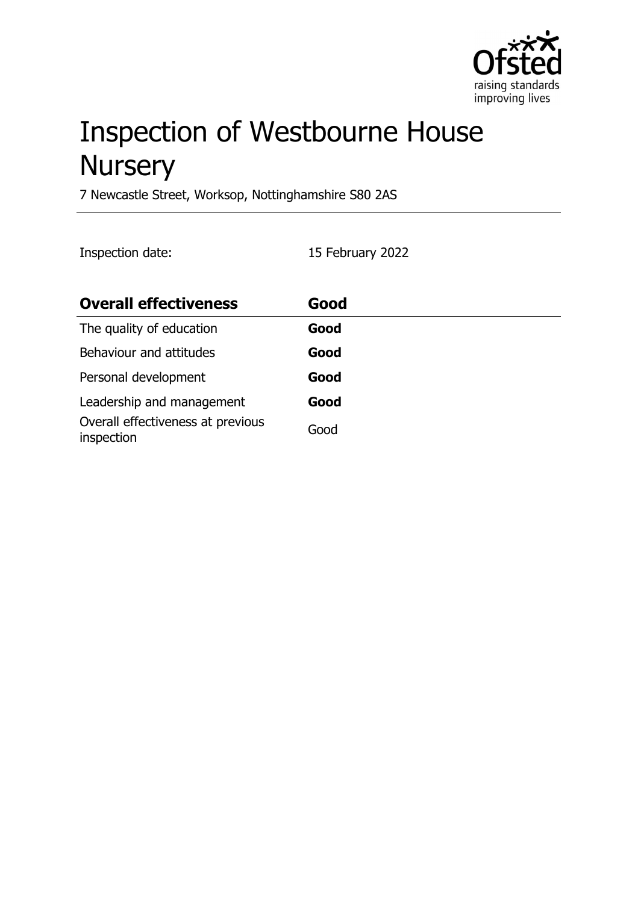# Inspection of Westbourne House Nursery

7 Newcastle Street, Worksop, Nottinghamshire S80 2AS

Inspection date: 15 February 2022

| Overall effectiveness | Good |
|---|---|
| The quality of education | **Good** |
| Behaviour and attitudes | **Good** |
| Personal development | **Good** |
| Leadership and management | **Good** |
| Overall effectiveness at previous inspection | Good |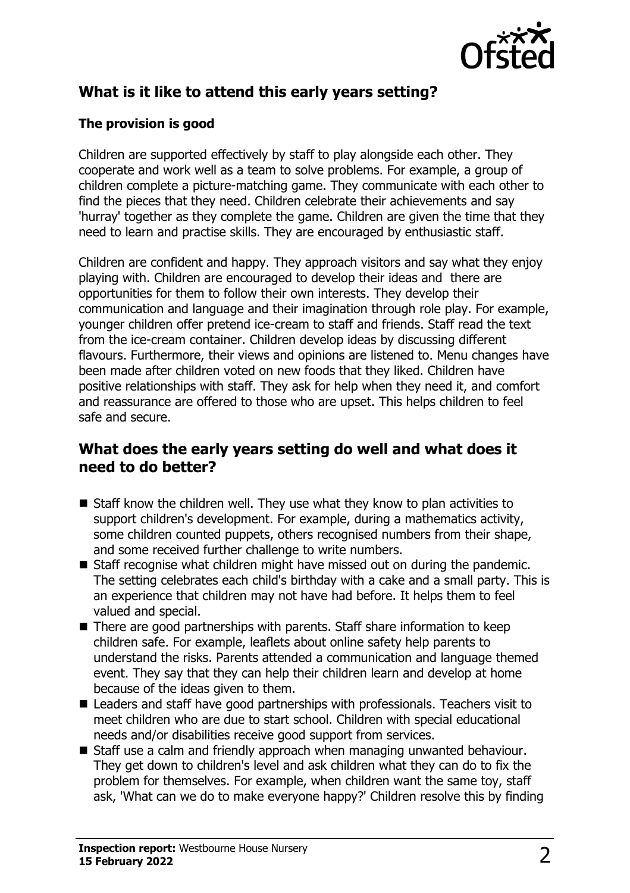## What is it like to attend this early years setting?

### The provision is good

Children are supported effectively by staff to play alongside each other. They cooperate and work well as a team to solve problems. For example, a group of children complete a picture-matching game. They communicate with each other to find the pieces that they need. Children celebrate their achievements and say 'hurray' together as they complete the game. Children are given the time that they need to learn and practise skills. They are encouraged by enthusiastic staff.

Children are confident and happy. They approach visitors and say what they enjoy playing with. Children are encouraged to develop their ideas and there are opportunities for them to follow their own interests. They develop their communication and language and their imagination through role play. For example, younger children offer pretend ice-cream to staff and friends. Staff read the text from the ice-cream container. Children develop ideas by discussing different flavours. Furthermore, their views and opinions are listened to. Menu changes have been made after children voted on new foods that they liked. Children have positive relationships with staff. They ask for help when they need it, and comfort and reassurance are offered to those who are upset. This helps children to feel safe and secure.

## What does the early years setting do well and what does it need to do better?

- Staff know the children well. They use what they know to plan activities to support children's development. For example, during a mathematics activity, some children counted puppets, others recognised numbers from their shape, and some received further challenge to write numbers.
- Staff recognise what children might have missed out on during the pandemic. The setting celebrates each child's birthday with a cake and a small party. This is an experience that children may not have had before. It helps them to feel valued and special.
- There are good partnerships with parents. Staff share information to keep children safe. For example, leaflets about online safety help parents to understand the risks. Parents attended a communication and language themed event. They say that they can help their children learn and develop at home because of the ideas given to them.
- Leaders and staff have good partnerships with professionals. Teachers visit to meet children who are due to start school. Children with special educational needs and/or disabilities receive good support from services.
- Staff use a calm and friendly approach when managing unwanted behaviour. They get down to children's level and ask children what they can do to fix the problem for themselves. For example, when children want the same toy, staff ask, 'What can we do to make everyone happy?' Children resolve this by finding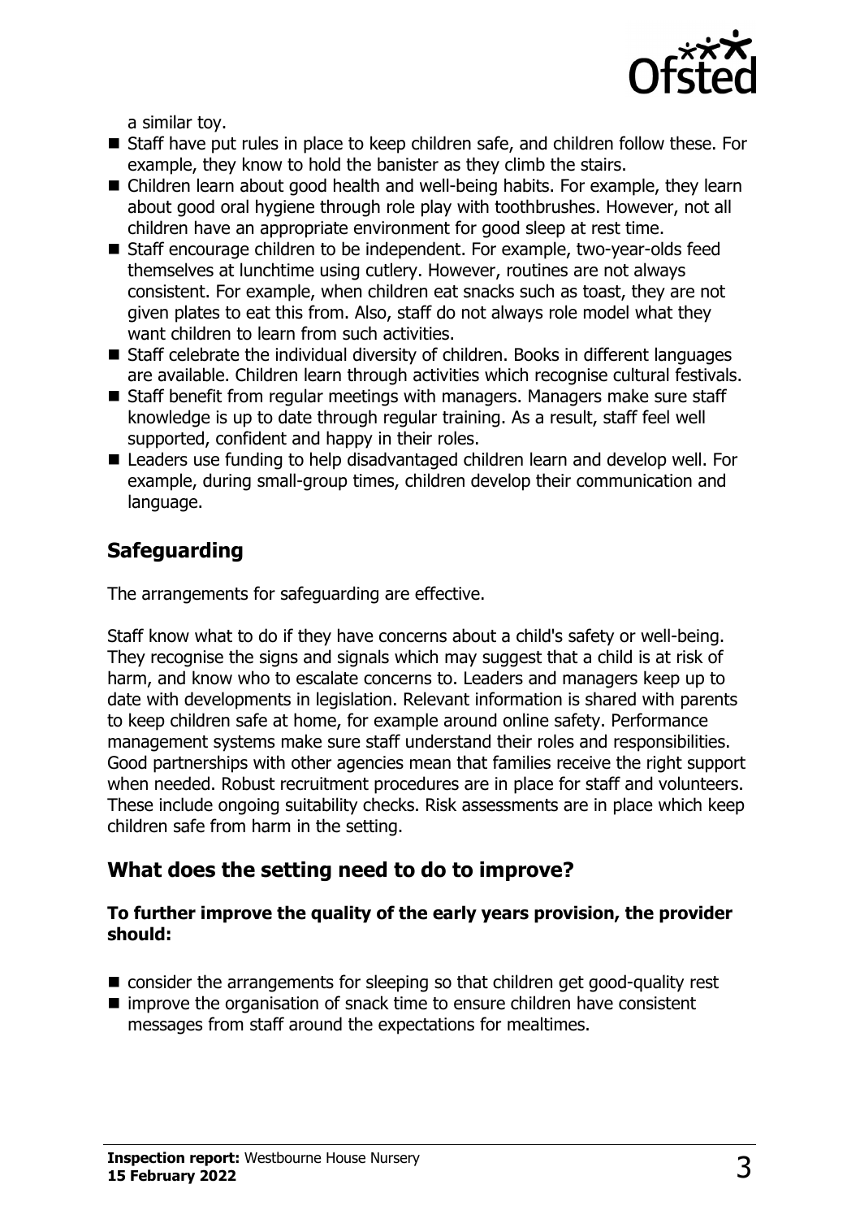a similar toy.

- Staff have put rules in place to keep children safe, and children follow these. For example, they know to hold the banister as they climb the stairs.
- Children learn about good health and well-being habits. For example, they learn about good oral hygiene through role play with toothbrushes. However, not all children have an appropriate environment for good sleep at rest time.
- Staff encourage children to be independent. For example, two-year-olds feed themselves at lunchtime using cutlery. However, routines are not always consistent. For example, when children eat snacks such as toast, they are not given plates to eat this from. Also, staff do not always role model what they want children to learn from such activities.
- Staff celebrate the individual diversity of children. Books in different languages are available. Children learn through activities which recognise cultural festivals.
- Staff benefit from regular meetings with managers. Managers make sure staff knowledge is up to date through regular training. As a result, staff feel well supported, confident and happy in their roles.
- Leaders use funding to help disadvantaged children learn and develop well. For example, during small-group times, children develop their communication and language.

## Safeguarding

The arrangements for safeguarding are effective.

Staff know what to do if they have concerns about a child's safety or well-being. They recognise the signs and signals which may suggest that a child is at risk of harm, and know who to escalate concerns to. Leaders and managers keep up to date with developments in legislation. Relevant information is shared with parents to keep children safe at home, for example around online safety. Performance management systems make sure staff understand their roles and responsibilities. Good partnerships with other agencies mean that families receive the right support when needed. Robust recruitment procedures are in place for staff and volunteers. These include ongoing suitability checks. Risk assessments are in place which keep children safe from harm in the setting.

## What does the setting need to do to improve?

**To further improve the quality of the early years provision, the provider should:**

- consider the arrangements for sleeping so that children get good-quality rest
- improve the organisation of snack time to ensure children have consistent messages from staff around the expectations for mealtimes.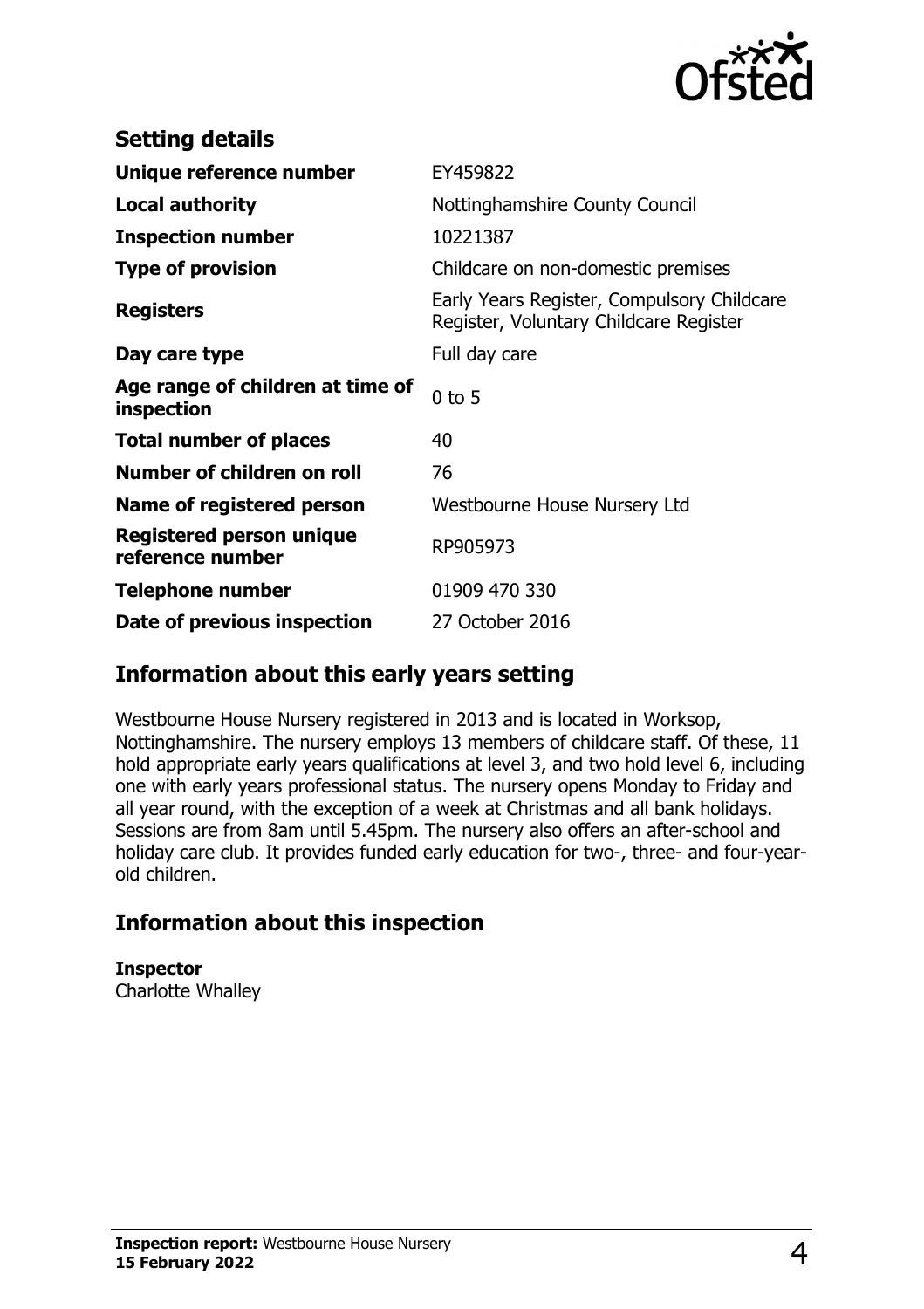## Setting details

| | |
|---|---|
| **Unique reference number** | EY459822 |
| **Local authority** | Nottinghamshire County Council |
| **Inspection number** | 10221387 |
| **Type of provision** | Childcare on non-domestic premises |
| **Registers** | Early Years Register, Compulsory Childcare Register, Voluntary Childcare Register |
| **Day care type** | Full day care |
| **Age range of children at time of inspection** | 0 to 5 |
| **Total number of places** | 40 |
| **Number of children on roll** | 76 |
| **Name of registered person** | Westbourne House Nursery Ltd |
| **Registered person unique reference number** | RP905973 |
| **Telephone number** | 01909 470 330 |
| **Date of previous inspection** | 27 October 2016 |

## Information about this early years setting

Westbourne House Nursery registered in 2013 and is located in Worksop, Nottinghamshire. The nursery employs 13 members of childcare staff. Of these, 11 hold appropriate early years qualifications at level 3, and two hold level 6, including one with early years professional status. The nursery opens Monday to Friday and all year round, with the exception of a week at Christmas and all bank holidays. Sessions are from 8am until 5.45pm. The nursery also offers an after-school and holiday care club. It provides funded early education for two-, three- and four-year-old children.

## Information about this inspection

**Inspector**
Charlotte Whalley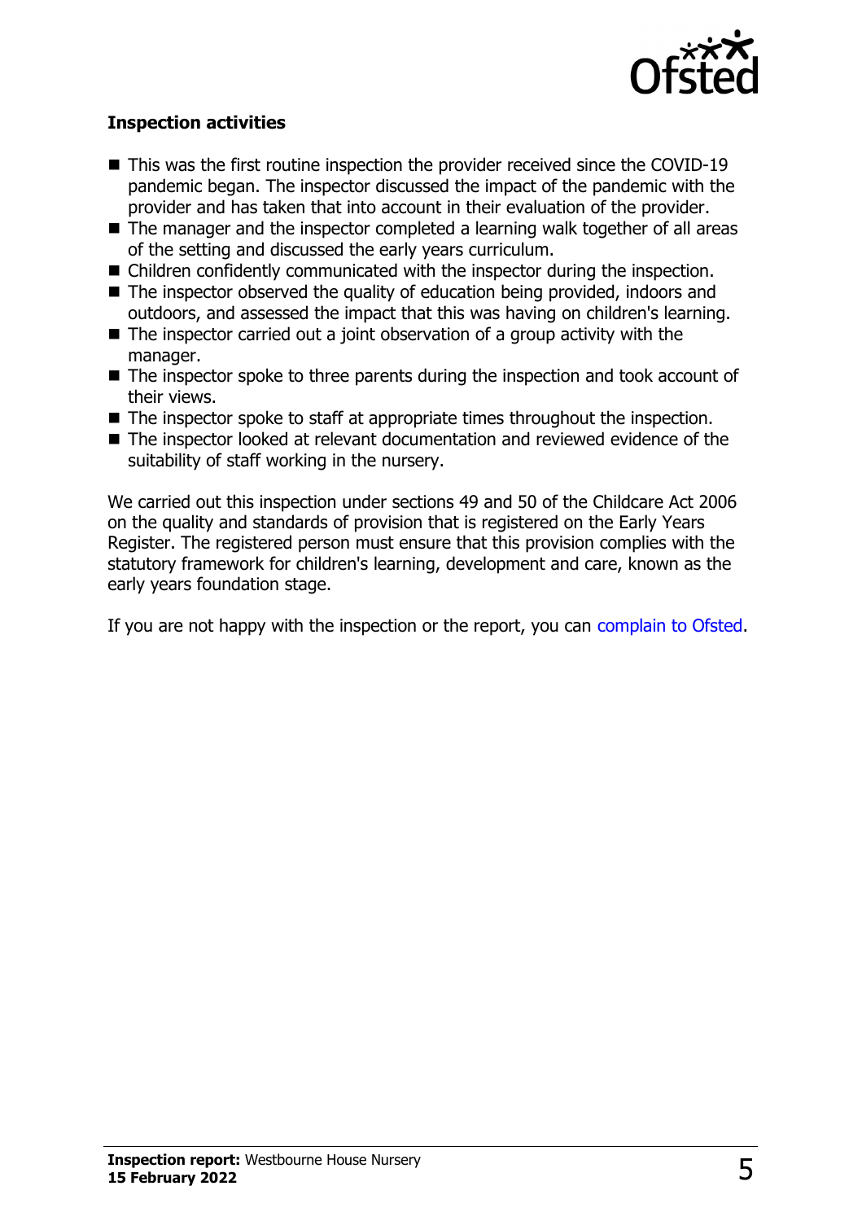### Inspection activities

- This was the first routine inspection the provider received since the COVID-19 pandemic began. The inspector discussed the impact of the pandemic with the provider and has taken that into account in their evaluation of the provider.
- The manager and the inspector completed a learning walk together of all areas of the setting and discussed the early years curriculum.
- Children confidently communicated with the inspector during the inspection.
- The inspector observed the quality of education being provided, indoors and outdoors, and assessed the impact that this was having on children's learning.
- The inspector carried out a joint observation of a group activity with the manager.
- The inspector spoke to three parents during the inspection and took account of their views.
- The inspector spoke to staff at appropriate times throughout the inspection.
- The inspector looked at relevant documentation and reviewed evidence of the suitability of staff working in the nursery.

We carried out this inspection under sections 49 and 50 of the Childcare Act 2006 on the quality and standards of provision that is registered on the Early Years Register. The registered person must ensure that this provision complies with the statutory framework for children's learning, development and care, known as the early years foundation stage.

If you are not happy with the inspection or the report, you can complain to Ofsted.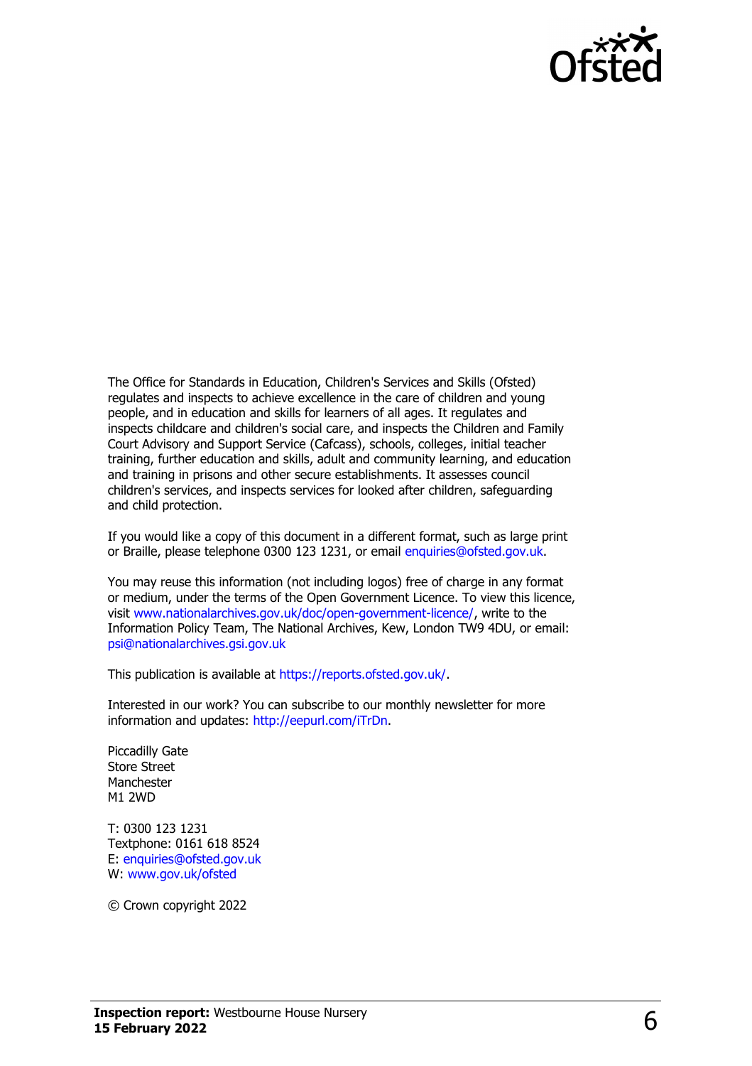The Office for Standards in Education, Children's Services and Skills (Ofsted) regulates and inspects to achieve excellence in the care of children and young people, and in education and skills for learners of all ages. It regulates and inspects childcare and children's social care, and inspects the Children and Family Court Advisory and Support Service (Cafcass), schools, colleges, initial teacher training, further education and skills, adult and community learning, and education and training in prisons and other secure establishments. It assesses council children's services, and inspects services for looked after children, safeguarding and child protection.

If you would like a copy of this document in a different format, such as large print or Braille, please telephone 0300 123 1231, or email enquiries@ofsted.gov.uk.

You may reuse this information (not including logos) free of charge in any format or medium, under the terms of the Open Government Licence. To view this licence, visit www.nationalarchives.gov.uk/doc/open-government-licence/, write to the Information Policy Team, The National Archives, Kew, London TW9 4DU, or email: psi@nationalarchives.gsi.gov.uk

This publication is available at https://reports.ofsted.gov.uk/.

Interested in our work? You can subscribe to our monthly newsletter for more information and updates: http://eepurl.com/iTrDn.

Piccadilly Gate
Store Street
Manchester
M1 2WD

T: 0300 123 1231
Textphone: 0161 618 8524
E: enquiries@ofsted.gov.uk
W: www.gov.uk/ofsted

© Crown copyright 2022